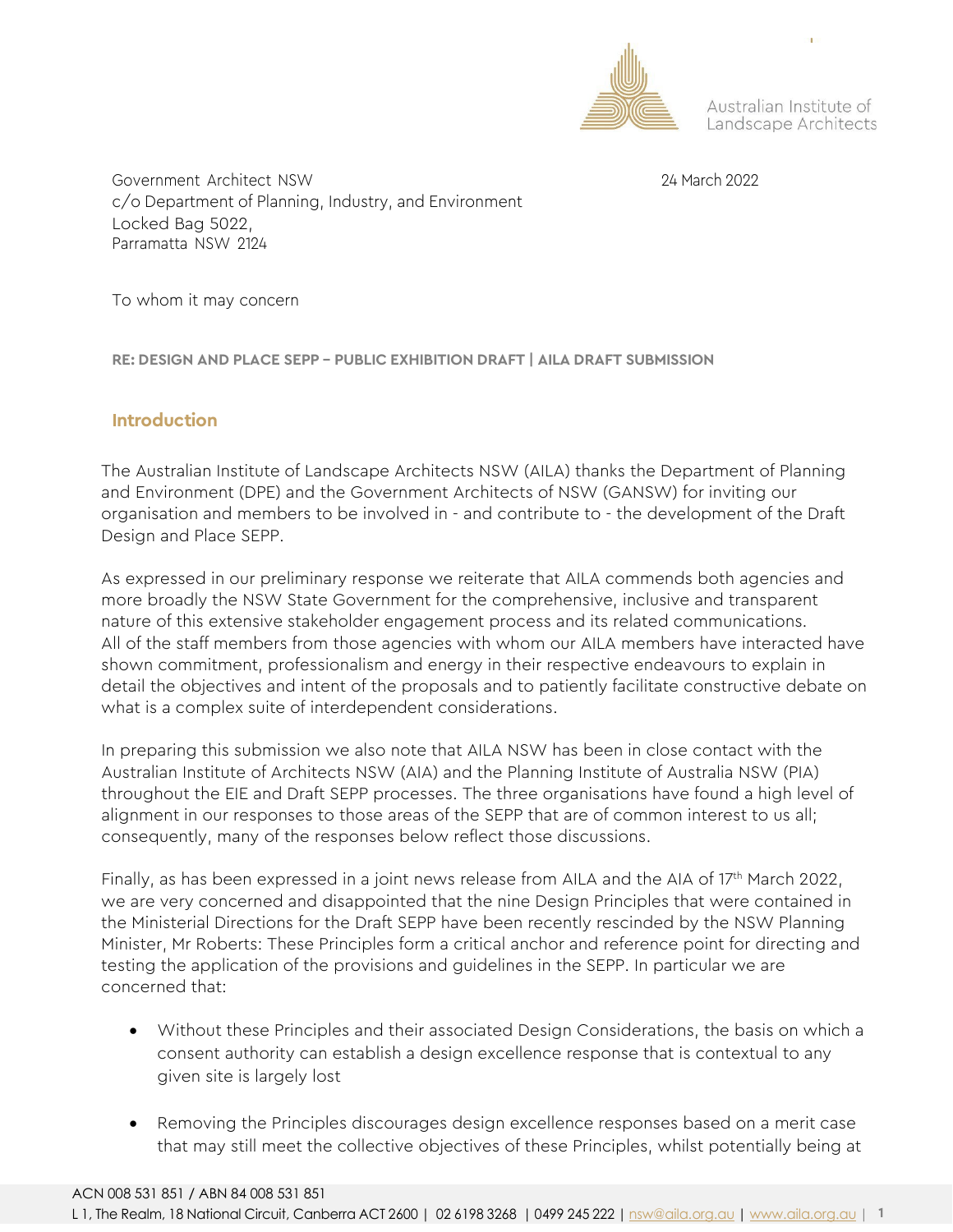Australian Institute of Landscape Architects

Government Architect NSW
c/o Department of Planning, Industry, and Environment
Locked Bag 5022,
Parramatta NSW 2124

24 March 2022

To whom it may concern

**RE: DESIGN AND PLACE SEPP – PUBLIC EXHIBITION DRAFT | AILA DRAFT SUBMISSION**

## Introduction

The Australian Institute of Landscape Architects NSW (AILA) thanks the Department of Planning and Environment (DPE) and the Government Architects of NSW (GANSW) for inviting our organisation and members to be involved in - and contribute to - the development of the Draft Design and Place SEPP.

As expressed in our preliminary response we reiterate that AILA commends both agencies and more broadly the NSW State Government for the comprehensive, inclusive and transparent nature of this extensive stakeholder engagement process and its related communications. All of the staff members from those agencies with whom our AILA members have interacted have shown commitment, professionalism and energy in their respective endeavours to explain in detail the objectives and intent of the proposals and to patiently facilitate constructive debate on what is a complex suite of interdependent considerations.

In preparing this submission we also note that AILA NSW has been in close contact with the Australian Institute of Architects NSW (AIA) and the Planning Institute of Australia NSW (PIA) throughout the EIE and Draft SEPP processes. The three organisations have found a high level of alignment in our responses to those areas of the SEPP that are of common interest to us all; consequently, many of the responses below reflect those discussions.

Finally, as has been expressed in a joint news release from AILA and the AIA of 17th March 2022, we are very concerned and disappointed that the nine Design Principles that were contained in the Ministerial Directions for the Draft SEPP have been recently rescinded by the NSW Planning Minister, Mr Roberts: These Principles form a critical anchor and reference point for directing and testing the application of the provisions and guidelines in the SEPP. In particular we are concerned that:

- Without these Principles and their associated Design Considerations, the basis on which a consent authority can establish a design excellence response that is contextual to any given site is largely lost
- Removing the Principles discourages design excellence responses based on a merit case that may still meet the collective objectives of these Principles, whilst potentially being at

ACN 008 531 851 / ABN 84 008 531 851
L 1, The Realm, 18 National Circuit, Canberra ACT 2600 | 02 6198 3268 | 0499 245 222 | nsw@aila.org.au | www.aila.org.au |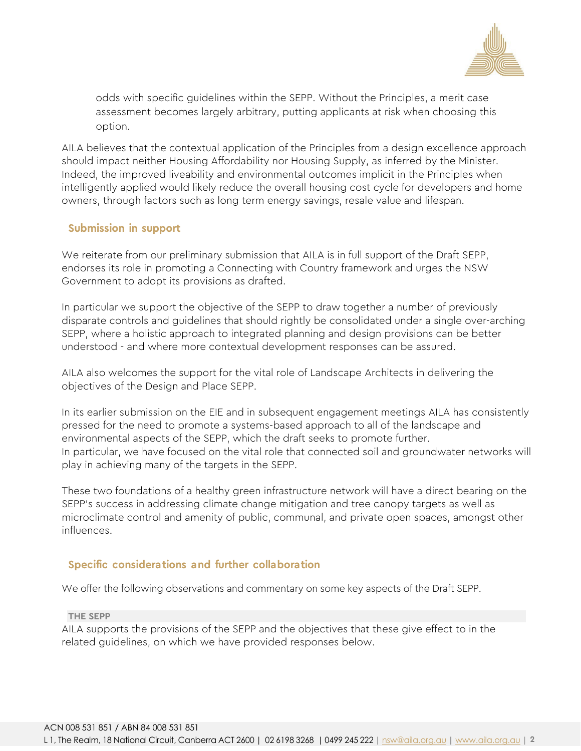odds with specific guidelines within the SEPP. Without the Principles, a merit case assessment becomes largely arbitrary, putting applicants at risk when choosing this option.

AILA believes that the contextual application of the Principles from a design excellence approach should impact neither Housing Affordability nor Housing Supply, as inferred by the Minister. Indeed, the improved liveability and environmental outcomes implicit in the Principles when intelligently applied would likely reduce the overall housing cost cycle for developers and home owners, through factors such as long term energy savings, resale value and lifespan.

## Submission in support

We reiterate from our preliminary submission that AILA is in full support of the Draft SEPP, endorses its role in promoting a Connecting with Country framework and urges the NSW Government to adopt its provisions as drafted.

In particular we support the objective of the SEPP to draw together a number of previously disparate controls and guidelines that should rightly be consolidated under a single over-arching SEPP, where a holistic approach to integrated planning and design provisions can be better understood - and where more contextual development responses can be assured.

AILA also welcomes the support for the vital role of Landscape Architects in delivering the objectives of the Design and Place SEPP.

In its earlier submission on the EIE and in subsequent engagement meetings AILA has consistently pressed for the need to promote a systems-based approach to all of the landscape and environmental aspects of the SEPP, which the draft seeks to promote further.
In particular, we have focused on the vital role that connected soil and groundwater networks will play in achieving many of the targets in the SEPP.

These two foundations of a healthy green infrastructure network will have a direct bearing on the SEPP's success in addressing climate change mitigation and tree canopy targets as well as microclimate control and amenity of public, communal, and private open spaces, amongst other influences.

## Specific considerations and further collaboration

We offer the following observations and commentary on some key aspects of the Draft SEPP.

### THE SEPP

AILA supports the provisions of the SEPP and the objectives that these give effect to in the related guidelines, on which we have provided responses below.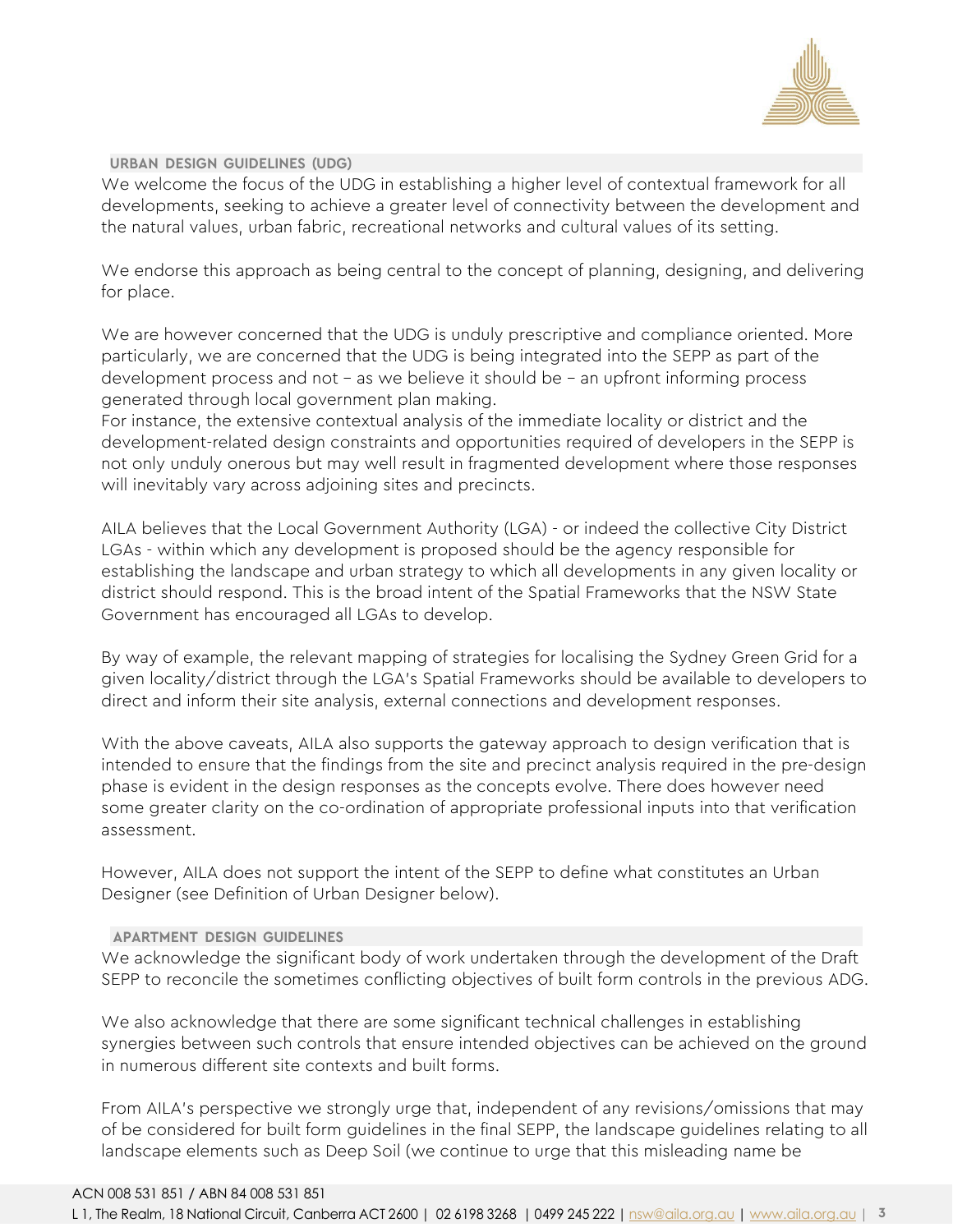## URBAN DESIGN GUIDELINES (UDG)

We welcome the focus of the UDG in establishing a higher level of contextual framework for all developments, seeking to achieve a greater level of connectivity between the development and the natural values, urban fabric, recreational networks and cultural values of its setting.

We endorse this approach as being central to the concept of planning, designing, and delivering for place.

We are however concerned that the UDG is unduly prescriptive and compliance oriented. More particularly, we are concerned that the UDG is being integrated into the SEPP as part of the development process and not – as we believe it should be – an upfront informing process generated through local government plan making.
For instance, the extensive contextual analysis of the immediate locality or district and the development-related design constraints and opportunities required of developers in the SEPP is not only unduly onerous but may well result in fragmented development where those responses will inevitably vary across adjoining sites and precincts.

AILA believes that the Local Government Authority (LGA) - or indeed the collective City District LGAs - within which any development is proposed should be the agency responsible for establishing the landscape and urban strategy to which all developments in any given locality or district should respond. This is the broad intent of the Spatial Frameworks that the NSW State Government has encouraged all LGAs to develop.

By way of example, the relevant mapping of strategies for localising the Sydney Green Grid for a given locality/district through the LGA's Spatial Frameworks should be available to developers to direct and inform their site analysis, external connections and development responses.

With the above caveats, AILA also supports the gateway approach to design verification that is intended to ensure that the findings from the site and precinct analysis required in the pre-design phase is evident in the design responses as the concepts evolve. There does however need some greater clarity on the co-ordination of appropriate professional inputs into that verification assessment.

However, AILA does not support the intent of the SEPP to define what constitutes an Urban Designer (see Definition of Urban Designer below).

## APARTMENT DESIGN GUIDELINES

We acknowledge the significant body of work undertaken through the development of the Draft SEPP to reconcile the sometimes conflicting objectives of built form controls in the previous ADG.

We also acknowledge that there are some significant technical challenges in establishing synergies between such controls that ensure intended objectives can be achieved on the ground in numerous different site contexts and built forms.

From AILA's perspective we strongly urge that, independent of any revisions/omissions that may of be considered for built form guidelines in the final SEPP, the landscape guidelines relating to all landscape elements such as Deep Soil (we continue to urge that this misleading name be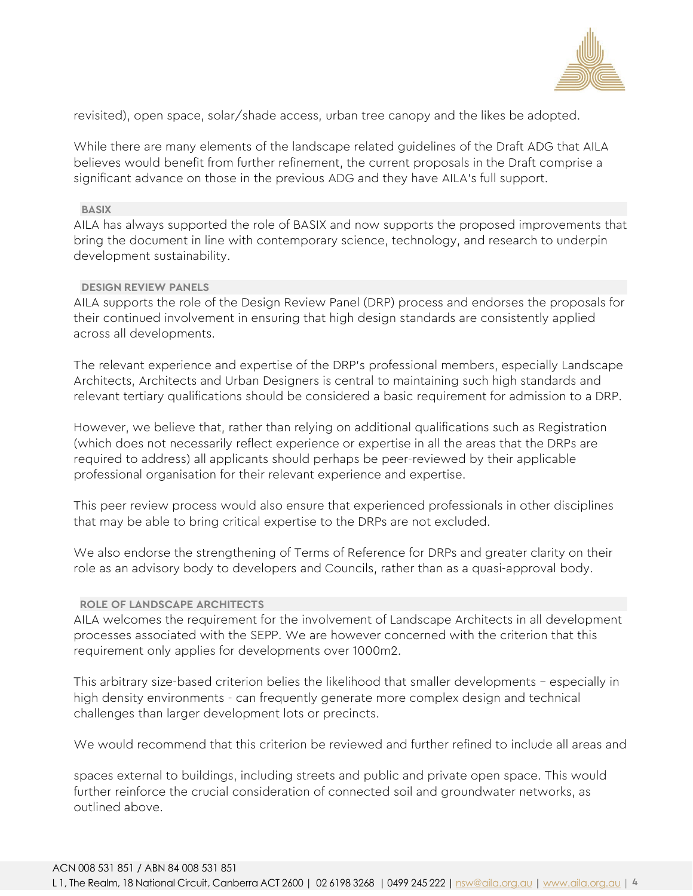revisited), open space, solar/shade access, urban tree canopy and the likes be adopted.

While there are many elements of the landscape related guidelines of the Draft ADG that AILA believes would benefit from further refinement, the current proposals in the Draft comprise a significant advance on those in the previous ADG and they have AILA's full support.

### BASIX

AILA has always supported the role of BASIX and now supports the proposed improvements that bring the document in line with contemporary science, technology, and research to underpin development sustainability.

### DESIGN REVIEW PANELS

AILA supports the role of the Design Review Panel (DRP) process and endorses the proposals for their continued involvement in ensuring that high design standards are consistently applied across all developments.

The relevant experience and expertise of the DRP's professional members, especially Landscape Architects, Architects and Urban Designers is central to maintaining such high standards and relevant tertiary qualifications should be considered a basic requirement for admission to a DRP.

However, we believe that, rather than relying on additional qualifications such as Registration (which does not necessarily reflect experience or expertise in all the areas that the DRPs are required to address) all applicants should perhaps be peer-reviewed by their applicable professional organisation for their relevant experience and expertise.

This peer review process would also ensure that experienced professionals in other disciplines that may be able to bring critical expertise to the DRPs are not excluded.

We also endorse the strengthening of Terms of Reference for DRPs and greater clarity on their role as an advisory body to developers and Councils, rather than as a quasi-approval body.

### ROLE OF LANDSCAPE ARCHITECTS

AILA welcomes the requirement for the involvement of Landscape Architects in all development processes associated with the SEPP. We are however concerned with the criterion that this requirement only applies for developments over 1000m2.

This arbitrary size-based criterion belies the likelihood that smaller developments – especially in high density environments - can frequently generate more complex design and technical challenges than larger development lots or precincts.

We would recommend that this criterion be reviewed and further refined to include all areas and spaces external to buildings, including streets and public and private open space. This would further reinforce the crucial consideration of connected soil and groundwater networks, as outlined above.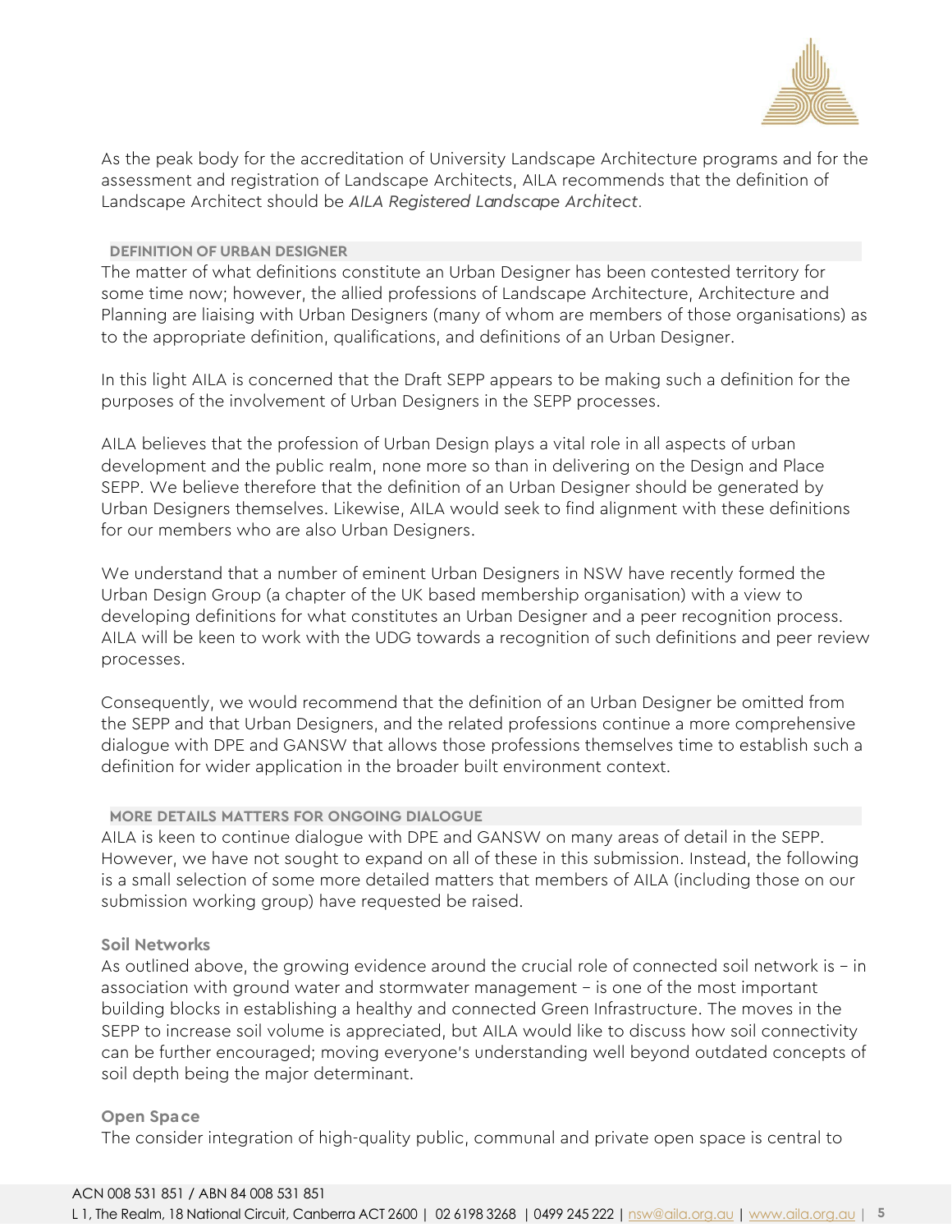As the peak body for the accreditation of University Landscape Architecture programs and for the assessment and registration of Landscape Architects, AILA recommends that the definition of Landscape Architect should be *AILA Registered Landscape Architect*.

## DEFINITION OF URBAN DESIGNER

The matter of what definitions constitute an Urban Designer has been contested territory for some time now; however, the allied professions of Landscape Architecture, Architecture and Planning are liaising with Urban Designers (many of whom are members of those organisations) as to the appropriate definition, qualifications, and definitions of an Urban Designer.

In this light AILA is concerned that the Draft SEPP appears to be making such a definition for the purposes of the involvement of Urban Designers in the SEPP processes.

AILA believes that the profession of Urban Design plays a vital role in all aspects of urban development and the public realm, none more so than in delivering on the Design and Place SEPP. We believe therefore that the definition of an Urban Designer should be generated by Urban Designers themselves. Likewise, AILA would seek to find alignment with these definitions for our members who are also Urban Designers.

We understand that a number of eminent Urban Designers in NSW have recently formed the Urban Design Group (a chapter of the UK based membership organisation) with a view to developing definitions for what constitutes an Urban Designer and a peer recognition process. AILA will be keen to work with the UDG towards a recognition of such definitions and peer review processes.

Consequently, we would recommend that the definition of an Urban Designer be omitted from the SEPP and that Urban Designers, and the related professions continue a more comprehensive dialogue with DPE and GANSW that allows those professions themselves time to establish such a definition for wider application in the broader built environment context.

## MORE DETAILS MATTERS FOR ONGOING DIALOGUE

AILA is keen to continue dialogue with DPE and GANSW on many areas of detail in the SEPP. However, we have not sought to expand on all of these in this submission. Instead, the following is a small selection of some more detailed matters that members of AILA (including those on our submission working group) have requested be raised.

### Soil Networks

As outlined above, the growing evidence around the crucial role of connected soil network is – in association with ground water and stormwater management – is one of the most important building blocks in establishing a healthy and connected Green Infrastructure. The moves in the SEPP to increase soil volume is appreciated, but AILA would like to discuss how soil connectivity can be further encouraged; moving everyone's understanding well beyond outdated concepts of soil depth being the major determinant.

### Open Space

The consider integration of high-quality public, communal and private open space is central to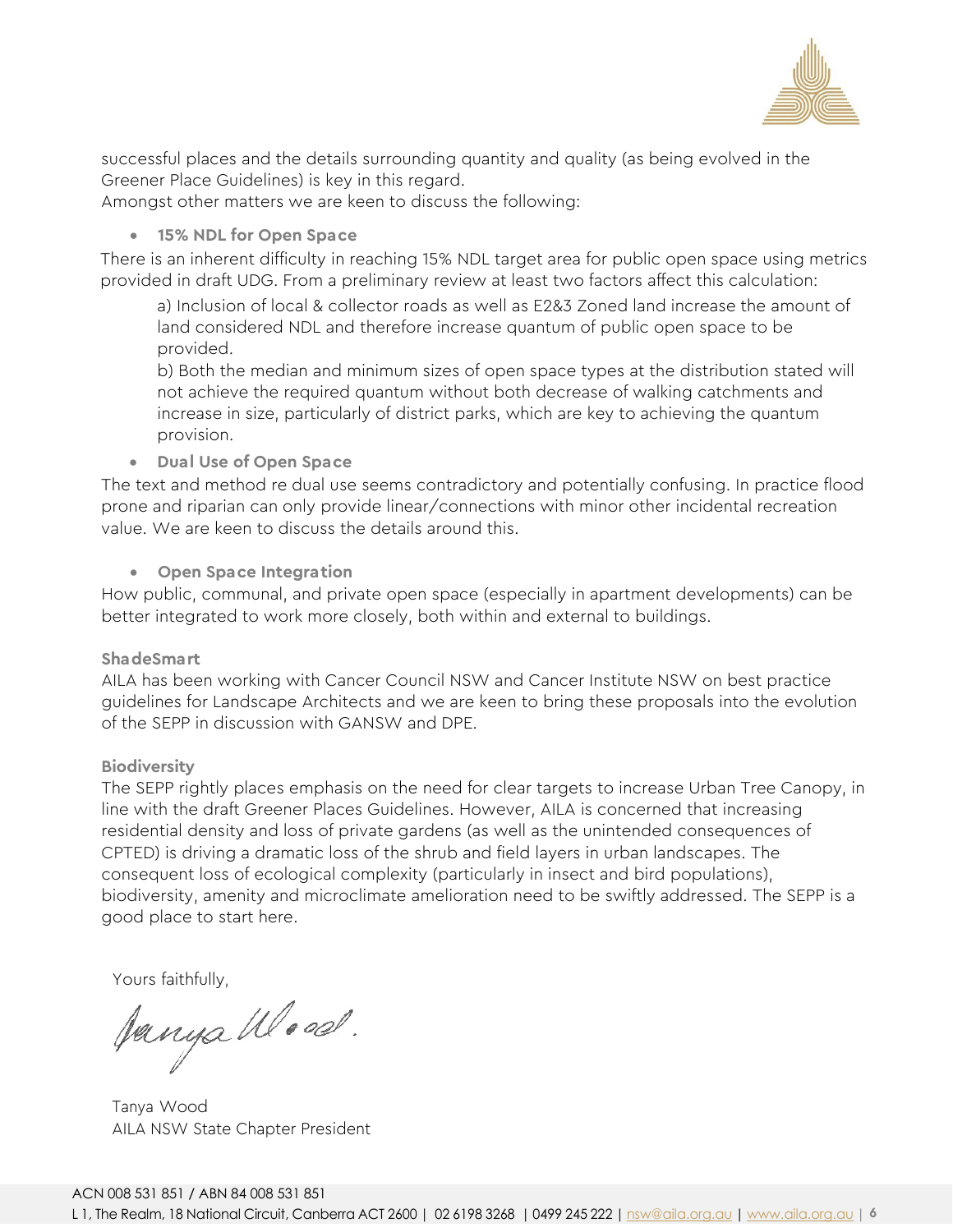successful places and the details surrounding quantity and quality (as being evolved in the Greener Place Guidelines) is key in this regard.
Amongst other matters we are keen to discuss the following:

- **15% NDL for Open Space**

There is an inherent difficulty in reaching 15% NDL target area for public open space using metrics provided in draft UDG. From a preliminary review at least two factors affect this calculation:

a) Inclusion of local & collector roads as well as E2&3 Zoned land increase the amount of land considered NDL and therefore increase quantum of public open space to be provided.
b) Both the median and minimum sizes of open space types at the distribution stated will not achieve the required quantum without both decrease of walking catchments and increase in size, particularly of district parks, which are key to achieving the quantum provision.

- **Dual Use of Open Space**

The text and method re dual use seems contradictory and potentially confusing. In practice flood prone and riparian can only provide linear/connections with minor other incidental recreation value. We are keen to discuss the details around this.

- **Open Space Integration**

How public, communal, and private open space (especially in apartment developments) can be better integrated to work more closely, both within and external to buildings.

**ShadeSmart**

AILA has been working with Cancer Council NSW and Cancer Institute NSW on best practice guidelines for Landscape Architects and we are keen to bring these proposals into the evolution of the SEPP in discussion with GANSW and DPE.

**Biodiversity**

The SEPP rightly places emphasis on the need for clear targets to increase Urban Tree Canopy, in line with the draft Greener Places Guidelines. However, AILA is concerned that increasing residential density and loss of private gardens (as well as the unintended consequences of CPTED) is driving a dramatic loss of the shrub and field layers in urban landscapes. The consequent loss of ecological complexity (particularly in insect and bird populations), biodiversity, amenity and microclimate amelioration need to be swiftly addressed. The SEPP is a good place to start here.

Yours faithfully,

Tanya Wood
AILA NSW State Chapter President

ACN 008 531 851 / ABN 84 008 531 851
L 1, The Realm, 18 National Circuit, Canberra ACT 2600 | 02 6198 3268 | 0499 245 222 | nsw@aila.org.au | www.aila.org.au